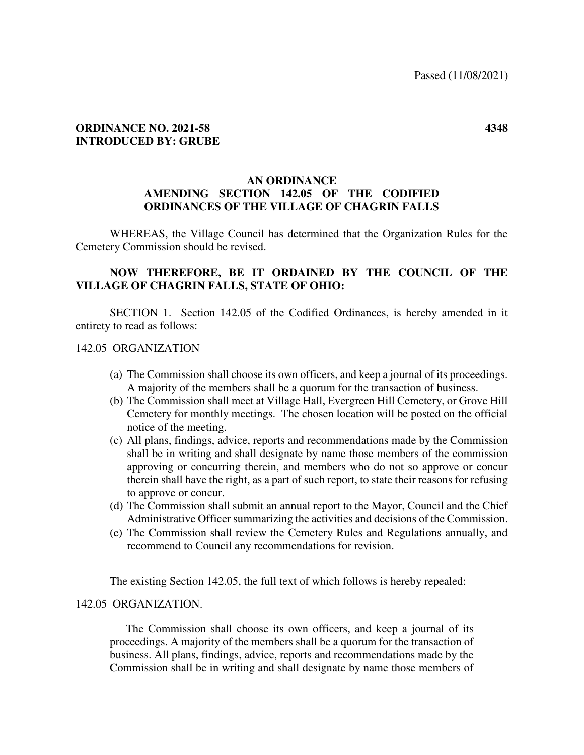Passed (11/08/2021)

**ORDINANCE NO. 2021-58** **4348**
**INTRODUCED BY: GRUBE**

**AN ORDINANCE**
**AMENDING SECTION 142.05 OF THE CODIFIED ORDINANCES OF THE VILLAGE OF CHAGRIN FALLS**

WHEREAS, the Village Council has determined that the Organization Rules for the Cemetery Commission should be revised.

**NOW THEREFORE, BE IT ORDAINED BY THE COUNCIL OF THE VILLAGE OF CHAGRIN FALLS, STATE OF OHIO:**

SECTION 1. Section 142.05 of the Codified Ordinances, is hereby amended in it entirety to read as follows:

142.05 ORGANIZATION

(a) The Commission shall choose its own officers, and keep a journal of its proceedings. A majority of the members shall be a quorum for the transaction of business.
(b) The Commission shall meet at Village Hall, Evergreen Hill Cemetery, or Grove Hill Cemetery for monthly meetings. The chosen location will be posted on the official notice of the meeting.
(c) All plans, findings, advice, reports and recommendations made by the Commission shall be in writing and shall designate by name those members of the commission approving or concurring therein, and members who do not so approve or concur therein shall have the right, as a part of such report, to state their reasons for refusing to approve or concur.
(d) The Commission shall submit an annual report to the Mayor, Council and the Chief Administrative Officer summarizing the activities and decisions of the Commission.
(e) The Commission shall review the Cemetery Rules and Regulations annually, and recommend to Council any recommendations for revision.

The existing Section 142.05, the full text of which follows is hereby repealed:

142.05 ORGANIZATION.

The Commission shall choose its own officers, and keep a journal of its proceedings. A majority of the members shall be a quorum for the transaction of business. All plans, findings, advice, reports and recommendations made by the Commission shall be in writing and shall designate by name those members of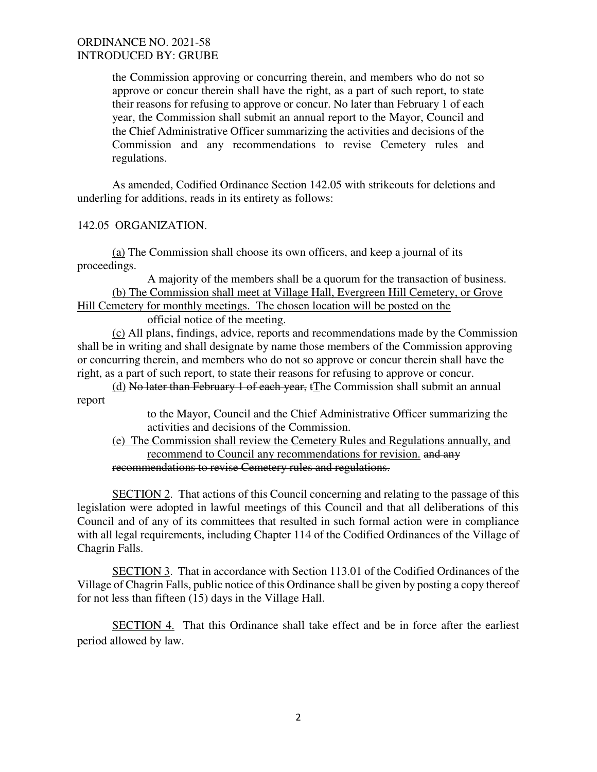the Commission approving or concurring therein, and members who do not so approve or concur therein shall have the right, as a part of such report, to state their reasons for refusing to approve or concur. No later than February 1 of each year, the Commission shall submit an annual report to the Mayor, Council and the Chief Administrative Officer summarizing the activities and decisions of the Commission and any recommendations to revise Cemetery rules and regulations.

As amended, Codified Ordinance Section 142.05 with strikeouts for deletions and underling for additions, reads in its entirety as follows:

142.05 ORGANIZATION.

<u>(a)</u> The Commission shall choose its own officers, and keep a journal of its proceedings.

A majority of the members shall be a quorum for the transaction of business.

<u>(b) The Commission shall meet at Village Hall, Evergreen Hill Cemetery, or Grove Hill Cemetery for monthly meetings. The chosen location will be posted on the official notice of the meeting.</u>

<u>(c)</u> All plans, findings, advice, reports and recommendations made by the Commission shall be in writing and shall designate by name those members of the Commission approving or concurring therein, and members who do not so approve or concur therein shall have the right, as a part of such report, to state their reasons for refusing to approve or concur.

<u>(d)</u> ~~No later than February 1 of each year, t~~<u>T</u>he Commission shall submit an annual report to the Mayor, Council and the Chief Administrative Officer summarizing the activities and decisions of the Commission.

<u>(e) The Commission shall review the Cemetery Rules and Regulations annually, and recommend to Council any recommendations for revision.</u> ~~and any recommendations to revise Cemetery rules and regulations.~~

<u>SECTION 2</u>. That actions of this Council concerning and relating to the passage of this legislation were adopted in lawful meetings of this Council and that all deliberations of this Council and of any of its committees that resulted in such formal action were in compliance with all legal requirements, including Chapter 114 of the Codified Ordinances of the Village of Chagrin Falls.

<u>SECTION 3</u>. That in accordance with Section 113.01 of the Codified Ordinances of the Village of Chagrin Falls, public notice of this Ordinance shall be given by posting a copy thereof for not less than fifteen (15) days in the Village Hall.

<u>SECTION 4.</u> That this Ordinance shall take effect and be in force after the earliest period allowed by law.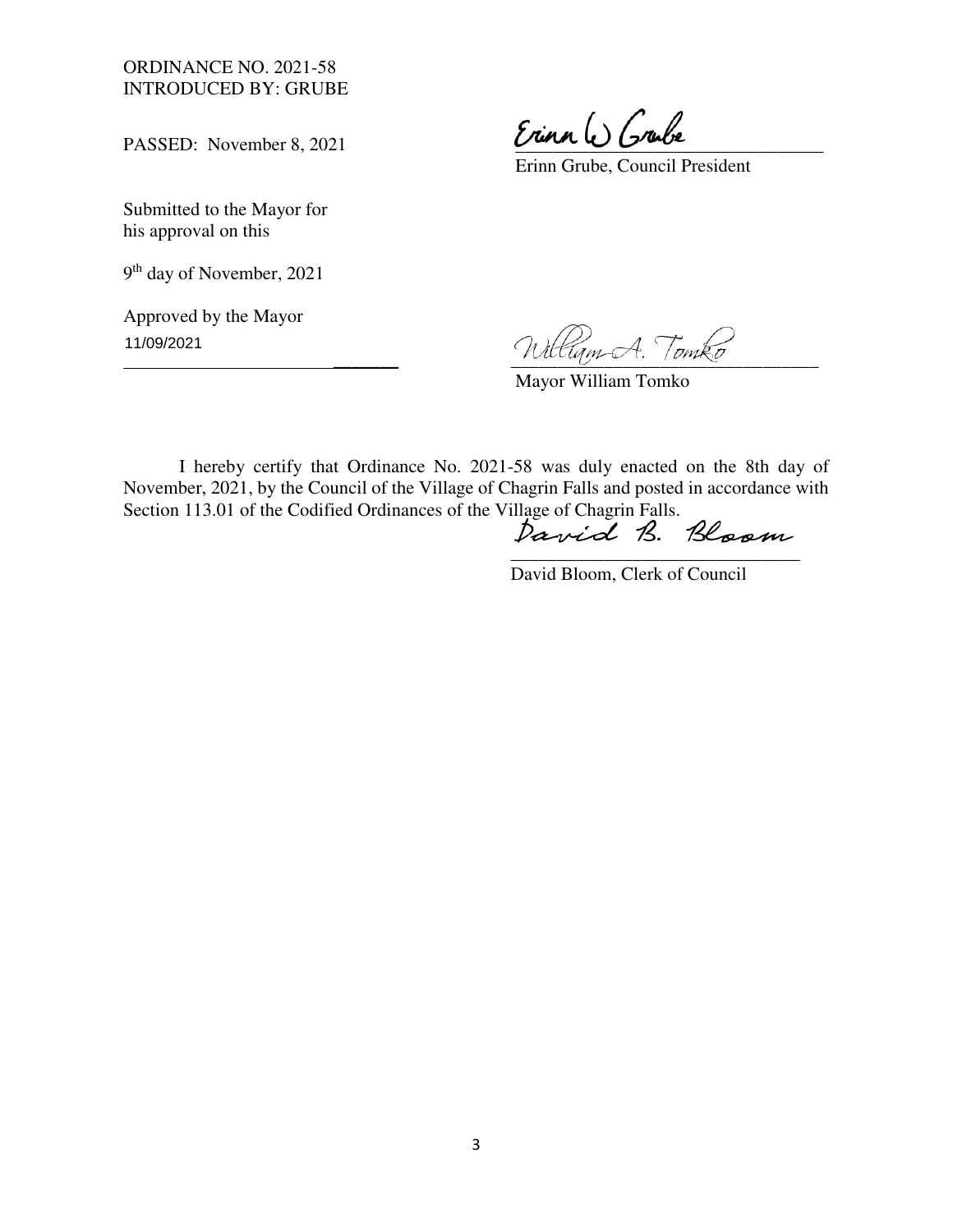ORDINANCE NO. 2021-58
INTRODUCED BY: GRUBE

PASSED: November 8, 2021

Erinn W Grube

Erinn Grube, Council President

Submitted to the Mayor for
his approval on this

9th day of November, 2021

Approved by the Mayor
11/09/2021

William A. Tomko

Mayor William Tomko

I hereby certify that Ordinance No. 2021-58 was duly enacted on the 8th day of November, 2021, by the Council of the Village of Chagrin Falls and posted in accordance with Section 113.01 of the Codified Ordinances of the Village of Chagrin Falls.

David B. Bloom

David Bloom, Clerk of Council